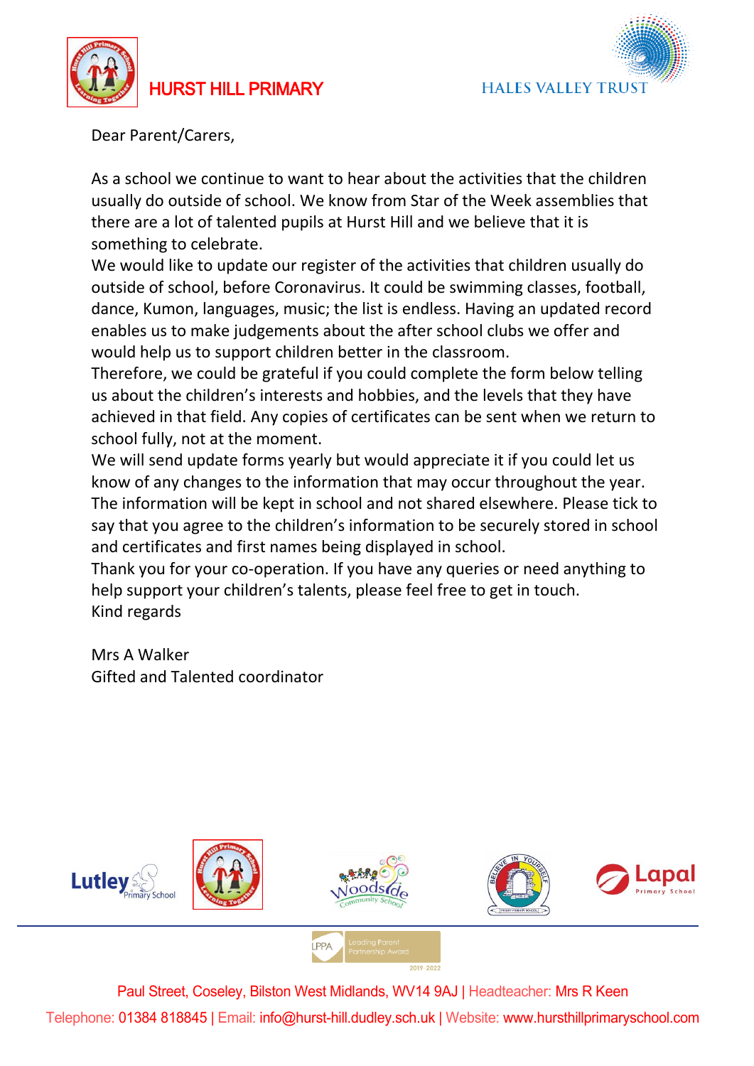**HURST HILL PRIMARY**

HALES VALLEY TRUST

Dear Parent/Carers,

As a school we continue to want to hear about the activities that the children usually do outside of school. We know from Star of the Week assemblies that there are a lot of talented pupils at Hurst Hill and we believe that it is something to celebrate.

We would like to update our register of the activities that children usually do outside of school, before Coronavirus. It could be swimming classes, football, dance, Kumon, languages, music; the list is endless. Having an updated record enables us to make judgements about the after school clubs we offer and would help us to support children better in the classroom.

Therefore, we could be grateful if you could complete the form below telling us about the children's interests and hobbies, and the levels that they have achieved in that field. Any copies of certificates can be sent when we return to school fully, not at the moment.

We will send update forms yearly but would appreciate it if you could let us know of any changes to the information that may occur throughout the year.

The information will be kept in school and not shared elsewhere. Please tick to say that you agree to the children's information to be securely stored in school and certificates and first names being displayed in school.

Thank you for your co-operation. If you have any queries or need anything to help support your children's talents, please feel free to get in touch.

Kind regards

Mrs A Walker
Gifted and Talented coordinator

Paul Street, Coseley, Bilston West Midlands, WV14 9AJ | Headteacher: Mrs R Keen
Telephone: 01384 818845 | Email: info@hurst-hill.dudley.sch.uk | Website: www.hursthillprimaryschool.com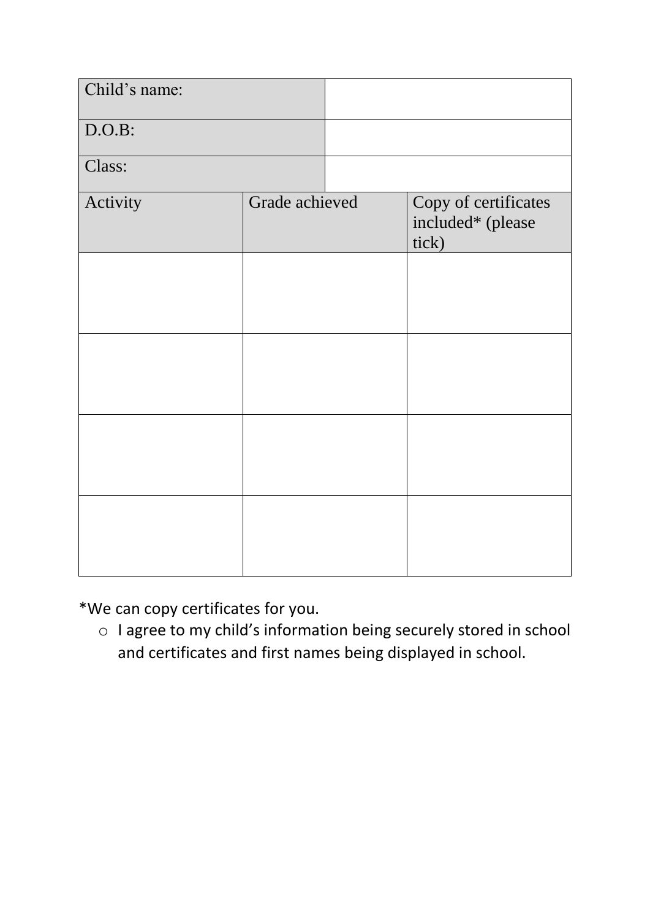| | |
|---|---|
| Child's name: | |
| D.O.B: | |
| Class: | |

| Activity | Grade achieved | Copy of certificates included* (please tick) |
|---|---|---|
| | | |
| | | |
| | | |
| | | |

*We can copy certificates for you.

- I agree to my child's information being securely stored in school and certificates and first names being displayed in school.